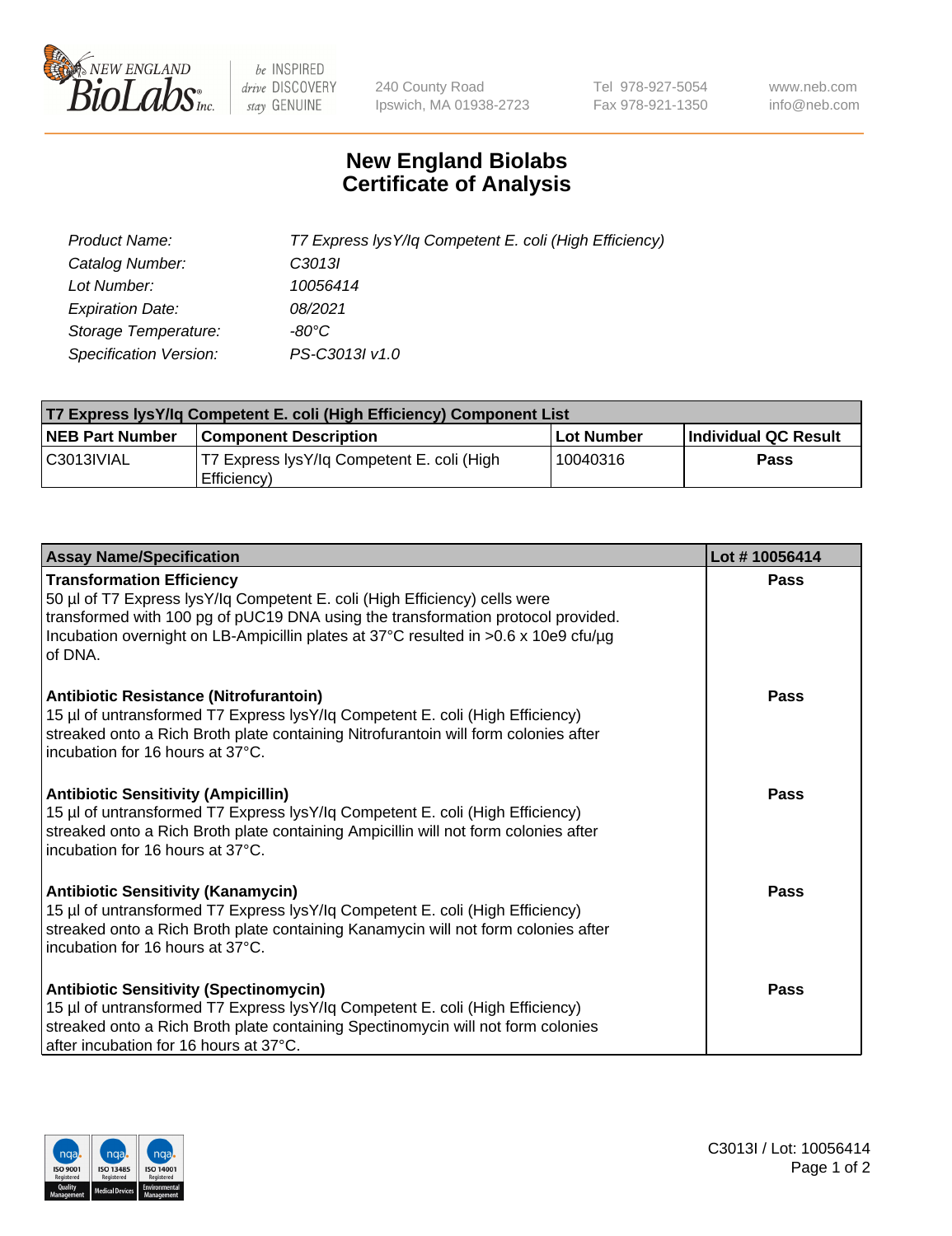NEW ENGLAND BioLabs Inc. — be INSPIRED drive DISCOVERY stay GENUINE

240 County Road
Ipswich, MA 01938-2723

Tel 978-927-5054
Fax 978-921-1350

www.neb.com
info@neb.com

# New England Biolabs
# Certificate of Analysis

| | |
|---|---|
| *Product Name:* | *T7 Express lysY/Iq Competent E. coli (High Efficiency)* |
| *Catalog Number:* | *C3013I* |
| *Lot Number:* | *10056414* |
| *Expiration Date:* | *08/2021* |
| *Storage Temperature:* | *-80°C* |
| *Specification Version:* | *PS-C3013I v1.0* |

| T7 Express lysY/Iq Competent E. coli (High Efficiency) Component List | | | |
|---|---|---|---|
| **NEB Part Number** | **Component Description** | **Lot Number** | **Individual QC Result** |
| C3013IVIAL | T7 Express lysY/Iq Competent E. coli (High Efficiency) | 10040316 | **Pass** |

| Assay Name/Specification | Lot # 10056414 |
|---|---|
| **Transformation Efficiency**<br>50 µl of T7 Express lysY/Iq Competent E. coli (High Efficiency) cells were transformed with 100 pg of pUC19 DNA using the transformation protocol provided. Incubation overnight on LB-Ampicillin plates at 37°C resulted in >0.6 x 10e9 cfu/µg of DNA. | **Pass** |
| **Antibiotic Resistance (Nitrofurantoin)**<br>15 µl of untransformed T7 Express lysY/Iq Competent E. coli (High Efficiency) streaked onto a Rich Broth plate containing Nitrofurantoin will form colonies after incubation for 16 hours at 37°C. | **Pass** |
| **Antibiotic Sensitivity (Ampicillin)**<br>15 µl of untransformed T7 Express lysY/Iq Competent E. coli (High Efficiency) streaked onto a Rich Broth plate containing Ampicillin will not form colonies after incubation for 16 hours at 37°C. | **Pass** |
| **Antibiotic Sensitivity (Kanamycin)**<br>15 µl of untransformed T7 Express lysY/Iq Competent E. coli (High Efficiency) streaked onto a Rich Broth plate containing Kanamycin will not form colonies after incubation for 16 hours at 37°C. | **Pass** |
| **Antibiotic Sensitivity (Spectinomycin)**<br>15 µl of untransformed T7 Express lysY/Iq Competent E. coli (High Efficiency) streaked onto a Rich Broth plate containing Spectinomycin will not form colonies after incubation for 16 hours at 37°C. | **Pass** |

C3013I / Lot: 10056414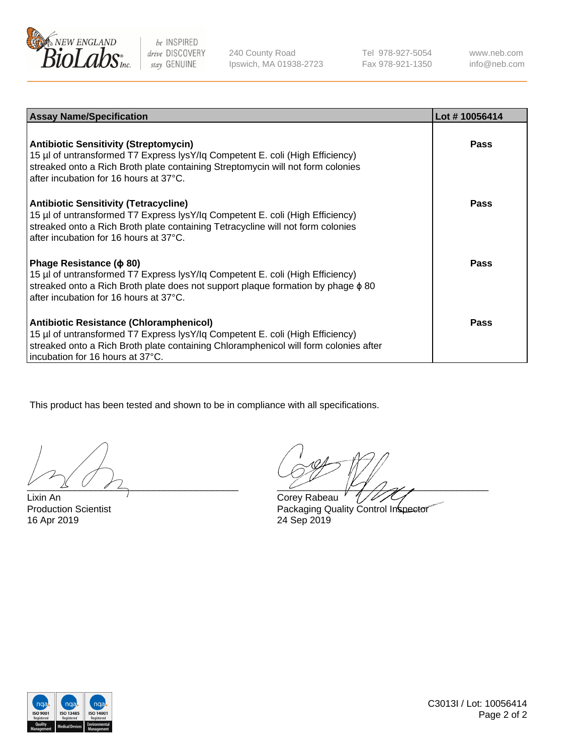| Assay Name/Specification | Lot # 10056414 |
|---|---|
| **Antibiotic Sensitivity (Streptomycin)**<br>15 µl of untransformed T7 Express lysY/Iq Competent E. coli (High Efficiency) streaked onto a Rich Broth plate containing Streptomycin will not form colonies after incubation for 16 hours at 37°C. | **Pass** |
| **Antibiotic Sensitivity (Tetracycline)**<br>15 µl of untransformed T7 Express lysY/Iq Competent E. coli (High Efficiency) streaked onto a Rich Broth plate containing Tetracycline will not form colonies after incubation for 16 hours at 37°C. | **Pass** |
| **Phage Resistance (ϕ 80)**<br>15 µl of untransformed T7 Express lysY/Iq Competent E. coli (High Efficiency) streaked onto a Rich Broth plate does not support plaque formation by phage ϕ 80 after incubation for 16 hours at 37°C. | **Pass** |
| **Antibiotic Resistance (Chloramphenicol)**<br>15 µl of untransformed T7 Express lysY/Iq Competent E. coli (High Efficiency) streaked onto a Rich Broth plate containing Chloramphenicol will form colonies after incubation for 16 hours at 37°C. | **Pass** |

This product has been tested and shown to be in compliance with all specifications.

Lixin An
Production Scientist
16 Apr 2019

Corey Rabeau
Packaging Quality Control Inspector
24 Sep 2019

C3013I / Lot: 10056414